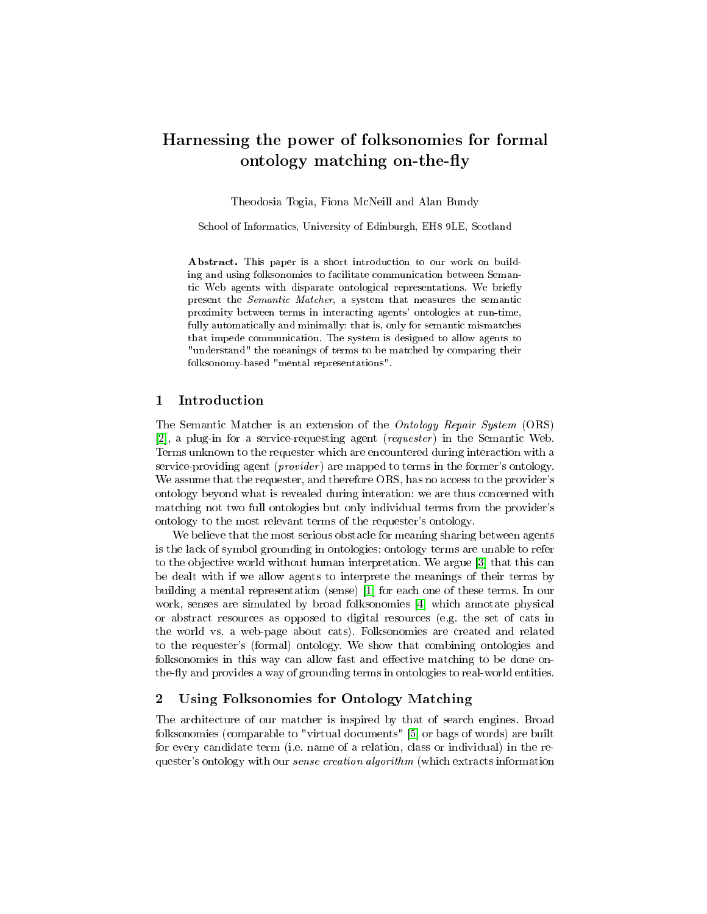# Harnessing the power of folksonomies for formal ontology matching on-the-fly

Theodosia Togia, Fiona McNeill and Alan Bundy

School of Informatics, University of Edinburgh, EH8 9LE, Scotland

**Abstract.** This paper is a short introduction to our work on building and using folksonomies to facilitate communication between Semantic Web agents with disparate ontological representations. We briefly present the *Semantic Matcher*, a system that measures the semantic proximity between terms in interacting agents' ontologies at run-time, fully automatically and minimally: that is, only for semantic mismatches that impede communication. The system is designed to allow agents to "understand" the meanings of terms to be matched by comparing their folksonomy-based "mental representations".

## 1 Introduction

The Semantic Matcher is an extension of the *Ontology Repair System* (ORS) [2], a plug-in for a service-requesting agent (*requester*) in the Semantic Web. Terms unknown to the requester which are encountered during interaction with a service-providing agent (*provider*) are mapped to terms in the former's ontology. We assume that the requester, and therefore ORS, has no access to the provider's ontology beyond what is revealed during interation: we are thus concerned with matching not two full ontologies but only individual terms from the provider's ontology to the most relevant terms of the requester's ontology.

We believe that the most serious obstacle for meaning sharing between agents is the lack of symbol grounding in ontologies: ontology terms are unable to refer to the objective world without human interpretation. We argue [3] that this can be dealt with if we allow agents to interprete the meanings of their terms by building a mental representation (sense) [1] for each one of these terms. In our work, senses are simulated by broad folksonomies [4] which annotate physical or abstract resources as opposed to digital resources (e.g. the set of cats in the world vs. a web-page about cats). Folksonomies are created and related to the requester's (formal) ontology. We show that combining ontologies and folksonomies in this way can allow fast and effective matching to be done on-the-fly and provides a way of grounding terms in ontologies to real-world entities.

## 2 Using Folksonomies for Ontology Matching

The architecture of our matcher is inspired by that of search engines. Broad folksonomies (comparable to "virtual documents" [5] or bags of words) are built for every candidate term (i.e. name of a relation, class or individual) in the requester's ontology with our *sense creation algorithm* (which extracts information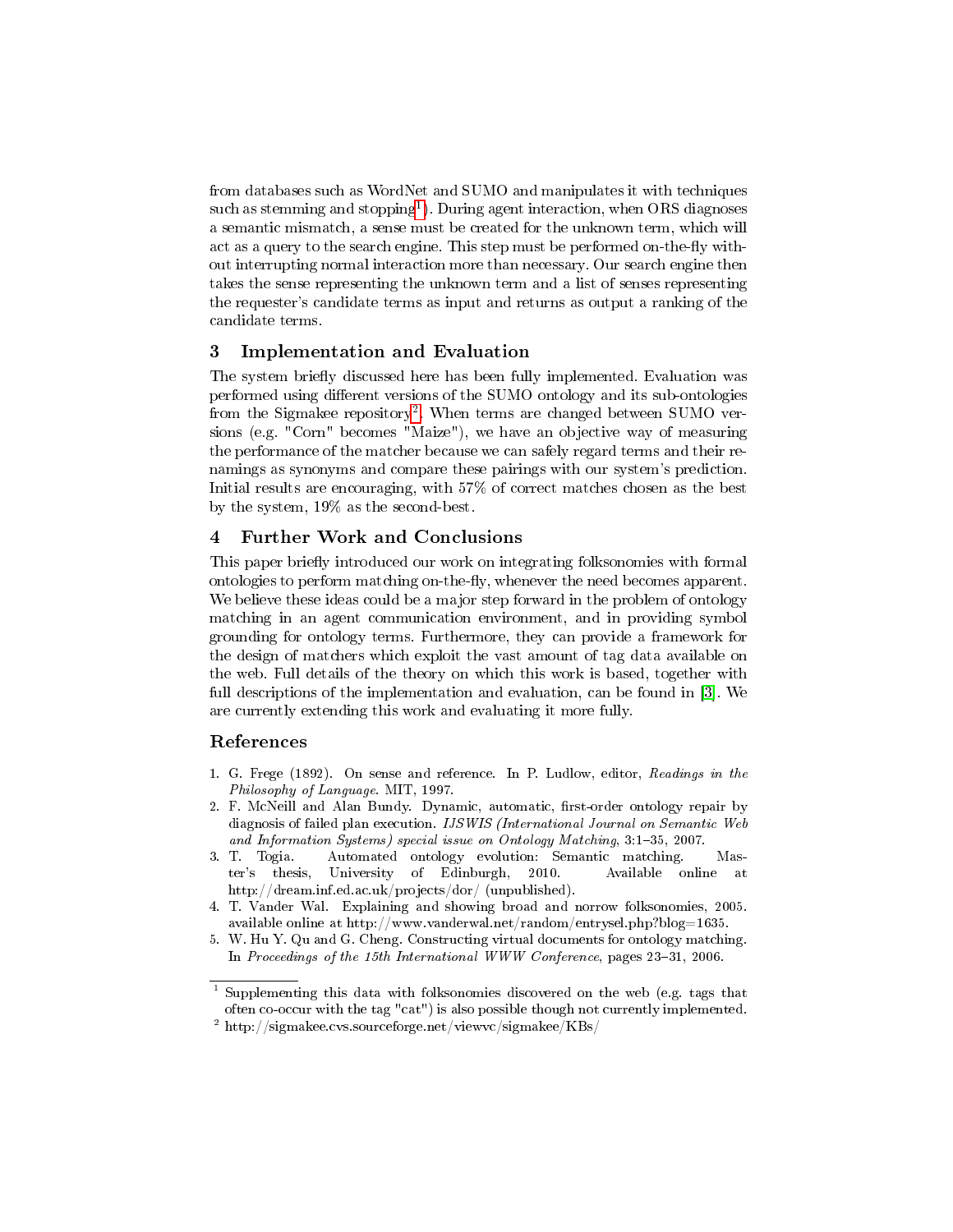from databases such as WordNet and SUMO and manipulates it with techniques such as stemming and stopping[1]). During agent interaction, when ORS diagnoses a semantic mismatch, a sense must be created for the unknown term, which will act as a query to the search engine. This step must be performed on-the-fly without interrupting normal interaction more than necessary. Our search engine then takes the sense representing the unknown term and a list of senses representing the requester's candidate terms as input and returns as output a ranking of the candidate terms.

## 3 Implementation and Evaluation

The system briefly discussed here has been fully implemented. Evaluation was performed using different versions of the SUMO ontology and its sub-ontologies from the Sigmakee repository[2]. When terms are changed between SUMO versions (e.g. "Corn" becomes "Maize"), we have an objective way of measuring the performance of the matcher because we can safely regard terms and their renamings as synonyms and compare these pairings with our system's prediction. Initial results are encouraging, with 57% of correct matches chosen as the best by the system, 19% as the second-best.

## 4 Further Work and Conclusions

This paper briefly introduced our work on integrating folksonomies with formal ontologies to perform matching on-the-fly, whenever the need becomes apparent. We believe these ideas could be a major step forward in the problem of ontology matching in an agent communication environment, and in providing symbol grounding for ontology terms. Furthermore, they can provide a framework for the design of matchers which exploit the vast amount of tag data available on the web. Full details of the theory on which this work is based, together with full descriptions of the implementation and evaluation, can be found in [3]. We are currently extending this work and evaluating it more fully.

## References

1. G. Frege (1892). On sense and reference. In P. Ludlow, editor, *Readings in the Philosophy of Language*. MIT, 1997.
2. F. McNeill and Alan Bundy. Dynamic, automatic, first-order ontology repair by diagnosis of failed plan execution. *IJSWIS (International Journal on Semantic Web and Information Systems) special issue on Ontology Matching*, 3:1–35, 2007.
3. T. Togia. Automated ontology evolution: Semantic matching. Master's thesis, University of Edinburgh, 2010. Available online at http://dream.inf.ed.ac.uk/projects/dor/ (unpublished).
4. T. Vander Wal. Explaining and showing broad and norrow folksonomies, 2005. available online at http://www.vanderwal.net/random/entrysel.php?blog=1635.
5. W. Hu Y. Qu and G. Cheng. Constructing virtual documents for ontology matching. In *Proceedings of the 15th International WWW Conference*, pages 23–31, 2006.

---

[1] Supplementing this data with folksonomies discovered on the web (e.g. tags that often co-occur with the tag "cat") is also possible though not currently implemented.

[2] http://sigmakee.cvs.sourceforge.net/viewvc/sigmakee/KBs/